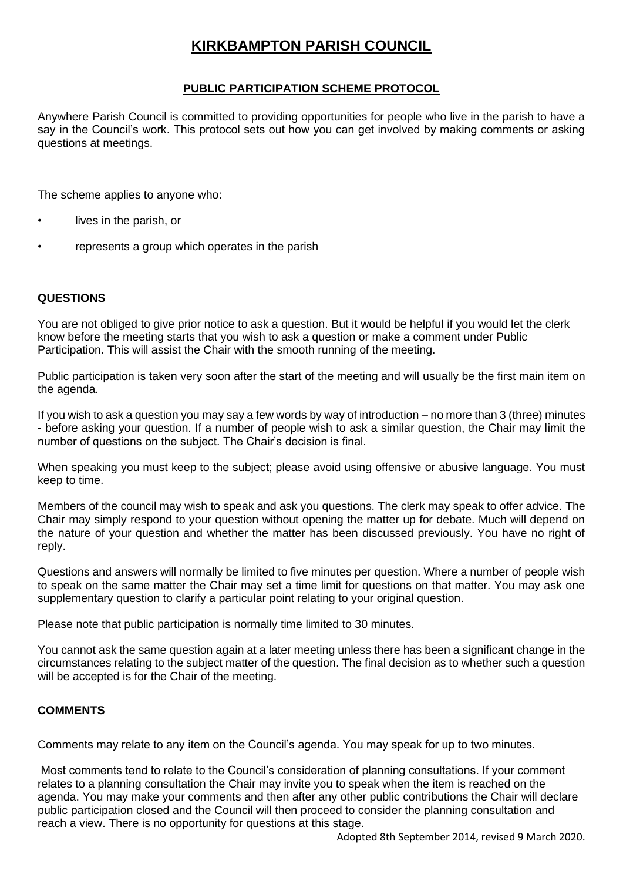# KIRKBAMPTON PARISH COUNCIL

## PUBLIC PARTICIPATION SCHEME PROTOCOL

Anywhere Parish Council is committed to providing opportunities for people who live in the parish to have a say in the Council's work. This protocol sets out how you can get involved by making comments or asking questions at meetings.

The scheme applies to anyone who:

- lives in the parish, or
- represents a group which operates in the parish

### QUESTIONS

You are not obliged to give prior notice to ask a question. But it would be helpful if you would let the clerk know before the meeting starts that you wish to ask a question or make a comment under Public Participation. This will assist the Chair with the smooth running of the meeting.

Public participation is taken very soon after the start of the meeting and will usually be the first main item on the agenda.

If you wish to ask a question you may say a few words by way of introduction – no more than 3 (three) minutes - before asking your question. If a number of people wish to ask a similar question, the Chair may limit the number of questions on the subject. The Chair's decision is final.

When speaking you must keep to the subject; please avoid using offensive or abusive language. You must keep to time.

Members of the council may wish to speak and ask you questions. The clerk may speak to offer advice. The Chair may simply respond to your question without opening the matter up for debate. Much will depend on the nature of your question and whether the matter has been discussed previously. You have no right of reply.

Questions and answers will normally be limited to five minutes per question. Where a number of people wish to speak on the same matter the Chair may set a time limit for questions on that matter. You may ask one supplementary question to clarify a particular point relating to your original question.

Please note that public participation is normally time limited to 30 minutes.

You cannot ask the same question again at a later meeting unless there has been a significant change in the circumstances relating to the subject matter of the question. The final decision as to whether such a question will be accepted is for the Chair of the meeting.

### COMMENTS

Comments may relate to any item on the Council's agenda. You may speak for up to two minutes.

Most comments tend to relate to the Council's consideration of planning consultations. If your comment relates to a planning consultation the Chair may invite you to speak when the item is reached on the agenda. You may make your comments and then after any other public contributions the Chair will declare public participation closed and the Council will then proceed to consider the planning consultation and reach a view. There is no opportunity for questions at this stage.

Adopted 8th September 2014, revised 9 March 2020.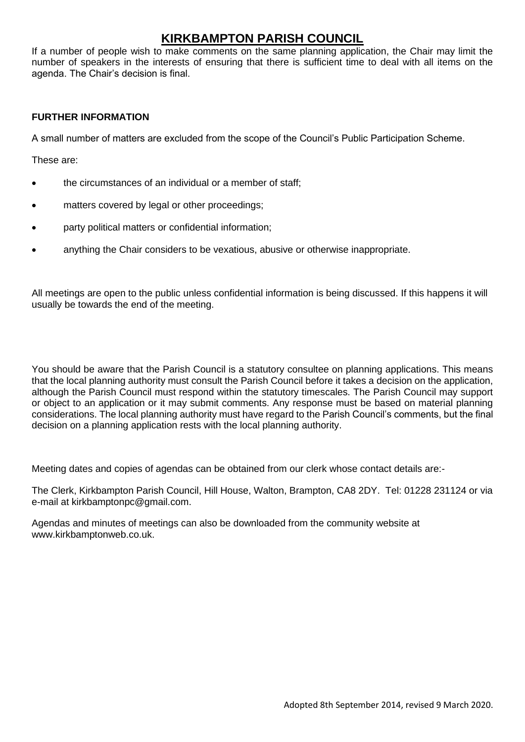# KIRKBAMPTON PARISH COUNCIL

If a number of people wish to make comments on the same planning application, the Chair may limit the number of speakers in the interests of ensuring that there is sufficient time to deal with all items on the agenda. The Chair's decision is final.

**FURTHER INFORMATION**

A small number of matters are excluded from the scope of the Council's Public Participation Scheme.

These are:

- the circumstances of an individual or a member of staff;
- matters covered by legal or other proceedings;
- party political matters or confidential information;
- anything the Chair considers to be vexatious, abusive or otherwise inappropriate.

All meetings are open to the public unless confidential information is being discussed. If this happens it will usually be towards the end of the meeting.

You should be aware that the Parish Council is a statutory consultee on planning applications. This means that the local planning authority must consult the Parish Council before it takes a decision on the application, although the Parish Council must respond within the statutory timescales. The Parish Council may support or object to an application or it may submit comments. Any response must be based on material planning considerations. The local planning authority must have regard to the Parish Council's comments, but the final decision on a planning application rests with the local planning authority.

Meeting dates and copies of agendas can be obtained from our clerk whose contact details are:-

The Clerk, Kirkbampton Parish Council, Hill House, Walton, Brampton, CA8 2DY. Tel: 01228 231124 or via e-mail at kirkbamptonpc@gmail.com.

Agendas and minutes of meetings can also be downloaded from the community website at www.kirkbamptonweb.co.uk.

Adopted 8th September 2014, revised 9 March 2020.